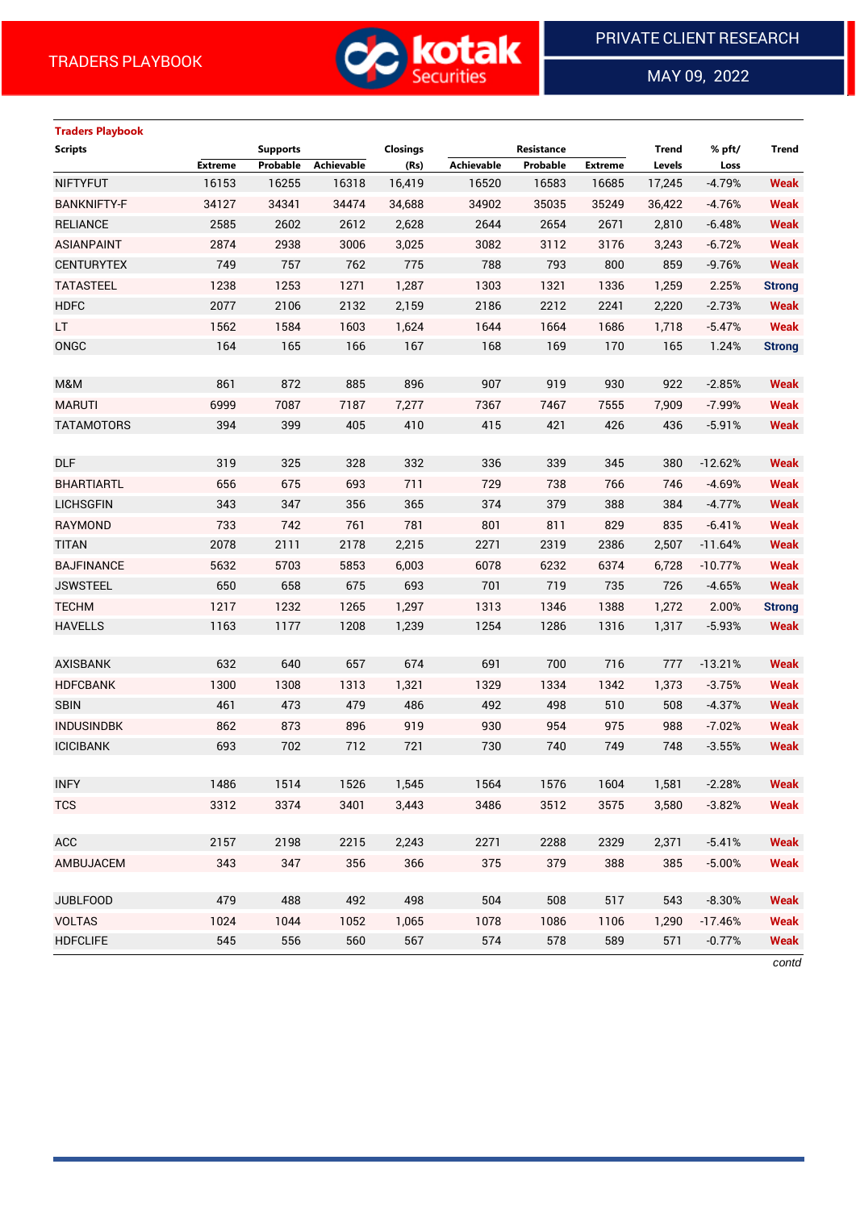TRADERS PLAYBOOK

PRIVATE CLIENT RESEARCH

MAY 09, 2022

### Traders Playbook

| Scripts | Supports | | | Closings | Resistance | | | Trend | % pft/ | Trend |
|---|---|---|---|---|---|---|---|---|---|---|
| | Extreme | Probable | Achievable | (Rs) | Achievable | Probable | Extreme | Levels | Loss | |
| NIFTYFUT | 16153 | 16255 | 16318 | 16,419 | 16520 | 16583 | 16685 | 17,245 | -4.79% | Weak |
| BANKNIFTY-F | 34127 | 34341 | 34474 | 34,688 | 34902 | 35035 | 35249 | 36,422 | -4.76% | Weak |
| RELIANCE | 2585 | 2602 | 2612 | 2,628 | 2644 | 2654 | 2671 | 2,810 | -6.48% | Weak |
| ASIANPAINT | 2874 | 2938 | 3006 | 3,025 | 3082 | 3112 | 3176 | 3,243 | -6.72% | Weak |
| CENTURYTEX | 749 | 757 | 762 | 775 | 788 | 793 | 800 | 859 | -9.76% | Weak |
| TATASTEEL | 1238 | 1253 | 1271 | 1,287 | 1303 | 1321 | 1336 | 1,259 | 2.25% | Strong |
| HDFC | 2077 | 2106 | 2132 | 2,159 | 2186 | 2212 | 2241 | 2,220 | -2.73% | Weak |
| LT | 1562 | 1584 | 1603 | 1,624 | 1644 | 1664 | 1686 | 1,718 | -5.47% | Weak |
| ONGC | 164 | 165 | 166 | 167 | 168 | 169 | 170 | 165 | 1.24% | Strong |
| | | | | | | | | | | |
| M&M | 861 | 872 | 885 | 896 | 907 | 919 | 930 | 922 | -2.85% | Weak |
| MARUTI | 6999 | 7087 | 7187 | 7,277 | 7367 | 7467 | 7555 | 7,909 | -7.99% | Weak |
| TATAMOTORS | 394 | 399 | 405 | 410 | 415 | 421 | 426 | 436 | -5.91% | Weak |
| | | | | | | | | | | |
| DLF | 319 | 325 | 328 | 332 | 336 | 339 | 345 | 380 | -12.62% | Weak |
| BHARTIARTL | 656 | 675 | 693 | 711 | 729 | 738 | 766 | 746 | -4.69% | Weak |
| LICHSGFIN | 343 | 347 | 356 | 365 | 374 | 379 | 388 | 384 | -4.77% | Weak |
| RAYMOND | 733 | 742 | 761 | 781 | 801 | 811 | 829 | 835 | -6.41% | Weak |
| TITAN | 2078 | 2111 | 2178 | 2,215 | 2271 | 2319 | 2386 | 2,507 | -11.64% | Weak |
| BAJFINANCE | 5632 | 5703 | 5853 | 6,003 | 6078 | 6232 | 6374 | 6,728 | -10.77% | Weak |
| JSWSTEEL | 650 | 658 | 675 | 693 | 701 | 719 | 735 | 726 | -4.65% | Weak |
| TECHM | 1217 | 1232 | 1265 | 1,297 | 1313 | 1346 | 1388 | 1,272 | 2.00% | Strong |
| HAVELLS | 1163 | 1177 | 1208 | 1,239 | 1254 | 1286 | 1316 | 1,317 | -5.93% | Weak |
| | | | | | | | | | | |
| AXISBANK | 632 | 640 | 657 | 674 | 691 | 700 | 716 | 777 | -13.21% | Weak |
| HDFCBANK | 1300 | 1308 | 1313 | 1,321 | 1329 | 1334 | 1342 | 1,373 | -3.75% | Weak |
| SBIN | 461 | 473 | 479 | 486 | 492 | 498 | 510 | 508 | -4.37% | Weak |
| INDUSINDBK | 862 | 873 | 896 | 919 | 930 | 954 | 975 | 988 | -7.02% | Weak |
| ICICIBANK | 693 | 702 | 712 | 721 | 730 | 740 | 749 | 748 | -3.55% | Weak |
| | | | | | | | | | | |
| INFY | 1486 | 1514 | 1526 | 1,545 | 1564 | 1576 | 1604 | 1,581 | -2.28% | Weak |
| TCS | 3312 | 3374 | 3401 | 3,443 | 3486 | 3512 | 3575 | 3,580 | -3.82% | Weak |
| | | | | | | | | | | |
| ACC | 2157 | 2198 | 2215 | 2,243 | 2271 | 2288 | 2329 | 2,371 | -5.41% | Weak |
| AMBUJACEM | 343 | 347 | 356 | 366 | 375 | 379 | 388 | 385 | -5.00% | Weak |
| | | | | | | | | | | |
| JUBLFOOD | 479 | 488 | 492 | 498 | 504 | 508 | 517 | 543 | -8.30% | Weak |
| VOLTAS | 1024 | 1044 | 1052 | 1,065 | 1078 | 1086 | 1106 | 1,290 | -17.46% | Weak |
| HDFCLIFE | 545 | 556 | 560 | 567 | 574 | 578 | 589 | 571 | -0.77% | Weak |

*contd*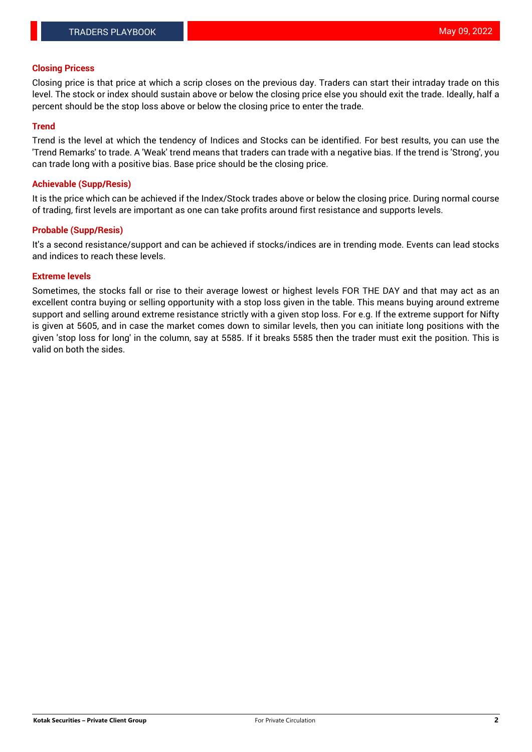### Closing Pricess

Closing price is that price at which a scrip closes on the previous day. Traders can start their intraday trade on this level. The stock or index should sustain above or below the closing price else you should exit the trade. Ideally, half a percent should be the stop loss above or below the closing price to enter the trade.

### Trend

Trend is the level at which the tendency of Indices and Stocks can be identified. For best results, you can use the 'Trend Remarks' to trade. A 'Weak' trend means that traders can trade with a negative bias. If the trend is 'Strong', you can trade long with a positive bias. Base price should be the closing price.

### Achievable (Supp/Resis)

It is the price which can be achieved if the Index/Stock trades above or below the closing price. During normal course of trading, first levels are important as one can take profits around first resistance and supports levels.

### Probable (Supp/Resis)

It's a second resistance/support and can be achieved if stocks/indices are in trending mode. Events can lead stocks and indices to reach these levels.

### Extreme levels

Sometimes, the stocks fall or rise to their average lowest or highest levels FOR THE DAY and that may act as an excellent contra buying or selling opportunity with a stop loss given in the table. This means buying around extreme support and selling around extreme resistance strictly with a given stop loss. For e.g. If the extreme support for Nifty is given at 5605, and in case the market comes down to similar levels, then you can initiate long positions with the given 'stop loss for long' in the column, say at 5585. If it breaks 5585 then the trader must exit the position. This is valid on both the sides.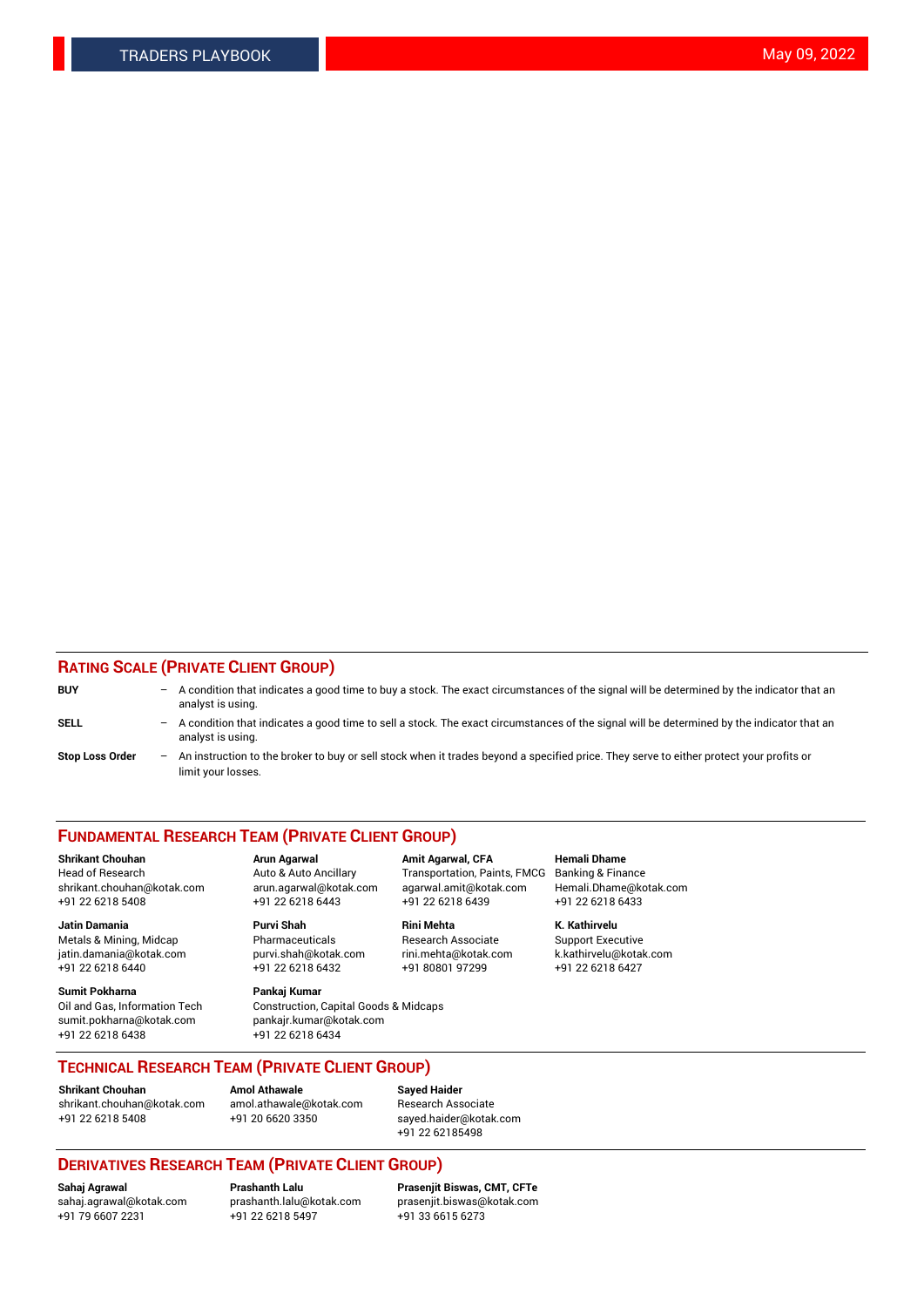## RATING SCALE (PRIVATE CLIENT GROUP)

**BUY** – A condition that indicates a good time to buy a stock. The exact circumstances of the signal will be determined by the indicator that an analyst is using.

**SELL** – A condition that indicates a good time to sell a stock. The exact circumstances of the signal will be determined by the indicator that an analyst is using.

**Stop Loss Order** – An instruction to the broker to buy or sell stock when it trades beyond a specified price. They serve to either protect your profits or limit your losses.

## FUNDAMENTAL RESEARCH TEAM (PRIVATE CLIENT GROUP)

**Shrikant Chouhan**
Head of Research
shrikant.chouhan@kotak.com
+91 22 6218 5408

**Arun Agarwal**
Auto & Auto Ancillary
arun.agarwal@kotak.com
+91 22 6218 6443

**Amit Agarwal, CFA**
Transportation, Paints, FMCG
agarwal.amit@kotak.com
+91 22 6218 6439

**Hemali Dhame**
Banking & Finance
Hemali.Dhame@kotak.com
+91 22 6218 6433

**Jatin Damania**
Metals & Mining, Midcap
jatin.damania@kotak.com
+91 22 6218 6440

**Purvi Shah**
Pharmaceuticals
purvi.shah@kotak.com
+91 22 6218 6432

**Rini Mehta**
Research Associate
rini.mehta@kotak.com
+91 80801 97299

**K. Kathirvelu**
Support Executive
k.kathirvelu@kotak.com
+91 22 6218 6427

**Sumit Pokharna**
Oil and Gas, Information Tech
sumit.pokharna@kotak.com
+91 22 6218 6438

**Pankaj Kumar**
Construction, Capital Goods & Midcaps
pankajr.kumar@kotak.com
+91 22 6218 6434

## TECHNICAL RESEARCH TEAM (PRIVATE CLIENT GROUP)

**Shrikant Chouhan**
shrikant.chouhan@kotak.com
+91 22 6218 5408

**Amol Athawale**
amol.athawale@kotak.com
+91 20 6620 3350

**Sayed Haider**
Research Associate
sayed.haider@kotak.com
+91 22 62185498

## DERIVATIVES RESEARCH TEAM (PRIVATE CLIENT GROUP)

**Sahaj Agrawal**
sahaj.agrawal@kotak.com
+91 79 6607 2231

**Prashanth Lalu**
prashanth.lalu@kotak.com
+91 22 6218 5497

**Prasenjit Biswas, CMT, CFTe**
prasenjit.biswas@kotak.com
+91 33 6615 6273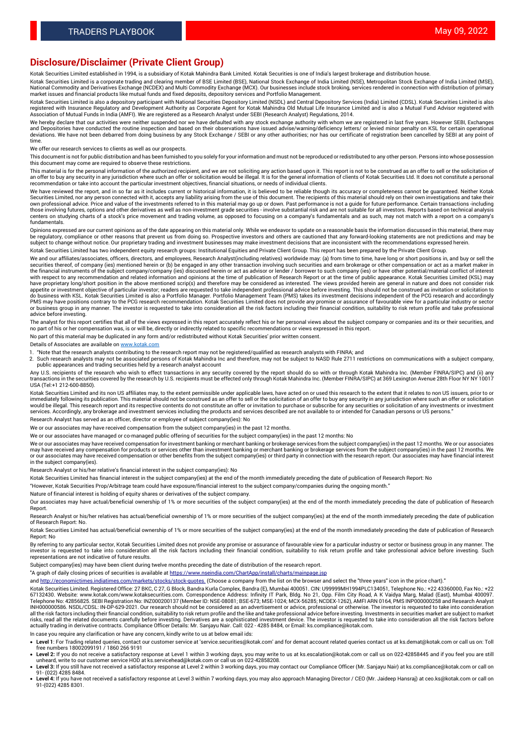# Disclosure/Disclaimer (Private Client Group)

Kotak Securities Limited established in 1994, is a subsidiary of Kotak Mahindra Bank Limited. Kotak Securities is one of India's largest brokerage and distribution house.

Kotak Securities Limited is a corporate trading and clearing member of BSE Limited (BSE), National Stock Exchange of India Limited (NSE), Metropolitan Stock Exchange of India Limited (MSE), National Commodity and Derivatives Exchange (NCDEX) and Multi Commodity Exchange (MCX). Our businesses include stock broking, services rendered in connection with distribution of primary market issues and financial products like mutual funds and fixed deposits, depository services and Portfolio Management.

Kotak Securities Limited is also a depository participant with National Securities Depository Limited (NSDL) and Central Depository Services (India) Limited (CDSL). Kotak Securities Limited is also registered with Insurance Regulatory and Development Authority as Corporate Agent for Kotak Mahindra Old Mutual Life Insurance Limited and is also a Mutual Fund Advisor registered with Association of Mutual Funds in India (AMFI). We are registered as a Research Analyst under SEBI (Research Analyst) Regulations, 2014.

We hereby declare that our activities were neither suspended nor we have defaulted with any stock exchange authority with whom we are registered in last five years. However SEBI, Exchanges and Depositories have conducted the routine inspection and based on their observations have issued advise/warning/deficiency letters/ or levied minor penalty on KSL for certain operational deviations. We have not been debarred from doing business by any Stock Exchange / SEBI or any other authorities; nor has our certificate of registration been cancelled by SEBI at any point of time.

We offer our research services to clients as well as our prospects.

This document is not for public distribution and has been furnished to you solely for your information and must not be reproduced or redistributed to any other person. Persons into whose possession this document may come are required to observe these restrictions.

This material is for the personal information of the authorized recipient, and we are not soliciting any action based upon it. This report is not to be construed as an offer to sell or the solicitation of an offer to buy any security in any jurisdiction where such an offer or solicitation would be illegal. It is for the general information of clients of Kotak Securities Ltd. It does not constitute a personal recommendation or take into account the particular investment objectives, financial situations, or needs of individual clients.

We have reviewed the report, and in so far as it includes current or historical information, it is believed to be reliable though its accuracy or completeness cannot be guaranteed. Neither Kotak Securities Limited, nor any person connected with it, accepts any liability arising from the use of this document. The recipients of this material should rely on their own investigations and take their own professional advice. Price and value of the investments referred to in this material may go up or down. Past performance is not a guide for future performance. Certain transactions -including those involving futures, options and other derivatives as well as non-investment grade securities - involve substantial risk and are not suitable for all investors. Reports based on technical analysis centers on studying charts of a stock's price movement and trading volume, as opposed to focusing on a company's fundamentals and as such, may not match with a report on a company's fundamentals.

Opinions expressed are our current opinions as of the date appearing on this material only. While we endeavor to update on a reasonable basis the information discussed in this material, there may be regulatory, compliance or other reasons that prevent us from doing so. Prospective investors and others are cautioned that any forward-looking statements are not predictions and may be subject to change without notice. Our proprietary trading and investment businesses may make investment decisions that are inconsistent with the recommendations expressed herein.

Kotak Securities Limited has two independent equity research groups: Institutional Equities and Private Client Group. This report has been prepared by the Private Client Group.

We and our affiliates/associates, officers, directors, and employees, Research Analyst(including relatives) worldwide may: (a) from time to time, have long or short positions in, and buy or sell the securities thereof, of company (ies) mentioned herein or (b) be engaged in any other transaction involving such securities and earn brokerage or other compensation or act as a market maker in the financial instruments of the subject company/company (ies) discussed herein or act as advisor or lender / borrower to such company (ies) or have other potential/material conflict of interest with respect to any recommendation and related information and opinions at the time of publication of Research Report or at the time of public appearance. Kotak Securities Limited (KSL) may have proprietary long/short position in the above mentioned scrip(s) and therefore may be considered as interested. The views provided herein are general in nature and does not consider risk appetite or investment objective of particular investor; readers are requested to take independent professional advice before investing. This should not be construed as invitation or solicitation to do business with KSL. Kotak Securities Limited is also a Portfolio Manager. Portfolio Management Team (PMS) takes its investment decisions independent of the PCG research and accordingly PMS may have positions contrary to the PCG research recommendation. Kotak Securities Limited does not provide any promise or assurance of favourable view for a particular industry or sector or business group in any manner. The investor is requested to take into consideration all the risk factors including their financial condition, suitability to risk return profile and take professional advice before investing.

The analyst for this report certifies that all of the views expressed in this report accurately reflect his or her personal views about the subject company or companies and its or their securities, and no part of his or her compensation was, is or will be, directly or indirectly related to specific recommendations or views expressed in this report.

No part of this material may be duplicated in any form and/or redistributed without Kotak Securities' prior written consent.

Details of Associates are available on www.kotak.com

1. "Note that the research analysts contributing to the research report may not be registered/qualified as research analysts with FINRA; and
2. Such research analysts may not be associated persons of Kotak Mahindra Inc and therefore, may not be subject to NASD Rule 2711 restrictions on communications with a subject company, public appearances and trading securities held by a research analyst account

Any U.S. recipients of the research who wish to effect transactions in any security covered by the report should do so with or through Kotak Mahindra Inc. (Member FINRA/SIPC) and (ii) any transactions in the securities covered by the research by U.S. recipients must be effected only through Kotak Mahindra Inc. (Member FINRA/SIPC) at 369 Lexington Avenue 28th Floor NY NY 10017 USA (Tel:+1 212-600-8850).

Kotak Securities Limited and its non US affiliates may, to the extent permissible under applicable laws, have acted on or used this research to the extent that it relates to non US issuers, prior to or immediately following its publication. This material should not be construed as an offer to sell or the solicitation of an offer to buy any security in any jurisdiction where such an offer or solicitation would be illegal. This research report and its respective contents do not constitute an offer or invitation to purchase or subscribe for any securities or solicitation of any investments or investment services. Accordingly, any brokerage and investment services including the products and services described are not available to or intended for Canadian persons or US persons."

Research Analyst has served as an officer, director or employee of subject company(ies): No

We or our associates may have received compensation from the subject company(ies) in the past 12 months.

We or our associates have managed or co-managed public offering of securities for the subject company(ies) in the past 12 months: No

We or our associates may have received compensation for investment banking or merchant banking or brokerage services from the subject company(ies) in the past 12 months. We or our associates may have received any compensation for products or services other than investment banking or merchant banking or brokerage services from the subject company(ies) in the past 12 months. We or our associates may have received compensation or other benefits from the subject company(ies) or third party in connection with the research report. Our associates may have financial interest in the subject company(ies).

Research Analyst or his/her relative's financial interest in the subject company(ies): No

Kotak Securities Limited has financial interest in the subject company(ies) at the end of the month immediately preceding the date of publication of Research Report: No

"However, Kotak Securities Prop/Arbitrage team could have exposure/financial interest to the subject company/companies during the ongoing month."

Nature of financial interest is holding of equity shares or derivatives of the subject company.

Our associates may have actual/beneficial ownership of 1% or more securities of the subject company(ies) at the end of the month immediately preceding the date of publication of Research Report.

Research Analyst or his/her relatives has actual/beneficial ownership of 1% or more securities of the subject company(ies) at the end of the month immediately preceding the date of publication of Research Report: No.

Kotak Securities Limited has actual/beneficial ownership of 1% or more securities of the subject company(ies) at the end of the month immediately preceding the date of publication of Research Report: No

By referring to any particular sector, Kotak Securities Limited does not provide any promise or assurance of favourable view for a particular industry or sector or business group in any manner. The investor is requested to take into consideration all the risk factors including their financial condition, suitability to risk return profile and take professional advice before investing. Such representations are not indicative of future results.

Subject company(ies) may have been client during twelve months preceding the date of distribution of the research report.

"A graph of daily closing prices of securities is available at https://www.nseindia.com/ChartApp/install/charts/mainpage.jsp

and http://economictimes.indiatimes.com/markets/stocks/stock-quotes. (Choose a company from the list on the browser and select the "three years" icon in the price chart)."

Kotak Securities Limited. Registered Office: 27 BKC, C 27, G Block, Bandra Kurla Complex, Bandra (E), Mumbai 400051. CIN: U99999MH1994PLC134051, Telephone No.: +22 43360000, Fax No.: +22 67132430. Website: www.kotak.com/www.kotaksecurities.com. Correspondence Address: Infinity IT Park, Bldg. No 21, Opp. Film City Road, A K Vaidya Marg, Malad (East), Mumbai 400097. Telephone No: 42856825. SEBI Registration No: INZ000200137 (Member ID: NSE-08081; BSE-673; MSE-1024; MCX-56285; NCDEX-1262), AMFI ARN 0164, PMS INP000000258 and Research Analyst INH000000586. NSDL/CDSL: IN-DP-629-2021. Our research should not be considered as an advertisement or advice, professional or otherwise. The investor is requested to take into consideration all the risk factors including their financial condition, suitability to risk return profile and the like and take professional advice before investing. Investments in securities market are subject to market risks, read all the related documents carefully before investing. Derivatives are a sophisticated investment device. The investor is requested to take into consideration all the risk factors before actually trading in derivative contracts. Compliance Officer Details: Mr. Sanjayu Nair. Call: 022 - 4285 8484, or Email: ks.compliance@kotak.com.

In case you require any clarification or have any concern, kindly write to us at below email ids:

- **Level 1**: For Trading related queries, contact our customer service at 'service.securities@kotak.com' and for demat account related queries contact us at ks.demat@kotak.com or call us on: Toll free numbers 18002099191 / 1860 266 9191
- **Level 2:** If you do not receive a satisfactory response at Level 1 within 3 working days, you may write to us at ks.escalation@kotak.com or call us on 022-42858445 and if you feel you are still unheard, write to our customer service HOD at ks.servicehead@kotak.com or call us on 022-42858208.
- **Level 3:** If you still have not received a satisfactory response at Level 2 within 3 working days, you may contact our Compliance Officer (Mr. Sanjayu Nair) at ks.compliance@kotak.com or call on 91- (022) 4285 8484.
- **Level 4:** If you have not received a satisfactory response at Level 3 within 7 working days, you may also approach Managing Director / CEO (Mr. Jaideep Hansraj) at ceo.ks@kotak.com or call on 91-(022) 4285 8301.